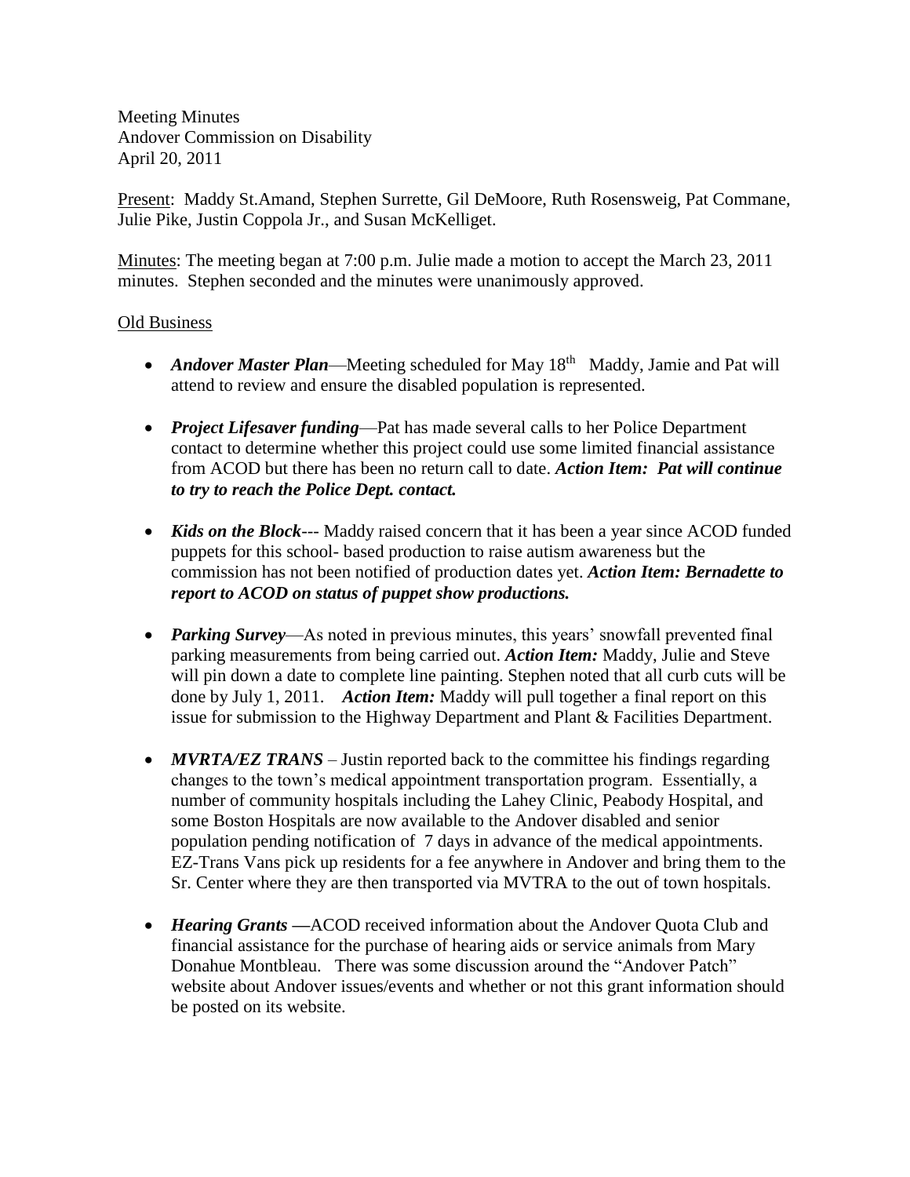Meeting Minutes
Andover Commission on Disability
April 20, 2011

Present: Maddy St.Amand, Stephen Surrette, Gil DeMoore, Ruth Rosensweig, Pat Commane, Julie Pike, Justin Coppola Jr., and Susan McKelliget.

Minutes: The meeting began at 7:00 p.m. Julie made a motion to accept the March 23, 2011 minutes. Stephen seconded and the minutes were unanimously approved.

Old Business

- ***Andover Master Plan***—Meeting scheduled for May 18th Maddy, Jamie and Pat will attend to review and ensure the disabled population is represented.
- ***Project Lifesaver funding***—Pat has made several calls to her Police Department contact to determine whether this project could use some limited financial assistance from ACOD but there has been no return call to date. ***Action Item: Pat will continue to try to reach the Police Dept. contact.***
- ***Kids on the Block***--- Maddy raised concern that it has been a year since ACOD funded puppets for this school- based production to raise autism awareness but the commission has not been notified of production dates yet. ***Action Item: Bernadette to report to ACOD on status of puppet show productions.***
- ***Parking Survey***—As noted in previous minutes, this years' snowfall prevented final parking measurements from being carried out. ***Action Item:*** Maddy, Julie and Steve will pin down a date to complete line painting. Stephen noted that all curb cuts will be done by July 1, 2011. ***Action Item:*** Maddy will pull together a final report on this issue for submission to the Highway Department and Plant & Facilities Department.
- ***MVRTA/EZ TRANS*** – Justin reported back to the committee his findings regarding changes to the town's medical appointment transportation program. Essentially, a number of community hospitals including the Lahey Clinic, Peabody Hospital, and some Boston Hospitals are now available to the Andover disabled and senior population pending notification of 7 days in advance of the medical appointments. EZ-Trans Vans pick up residents for a fee anywhere in Andover and bring them to the Sr. Center where they are then transported via MVTRA to the out of town hospitals.
- ***Hearing Grants*** **—**ACOD received information about the Andover Quota Club and financial assistance for the purchase of hearing aids or service animals from Mary Donahue Montbleau. There was some discussion around the "Andover Patch" website about Andover issues/events and whether or not this grant information should be posted on its website.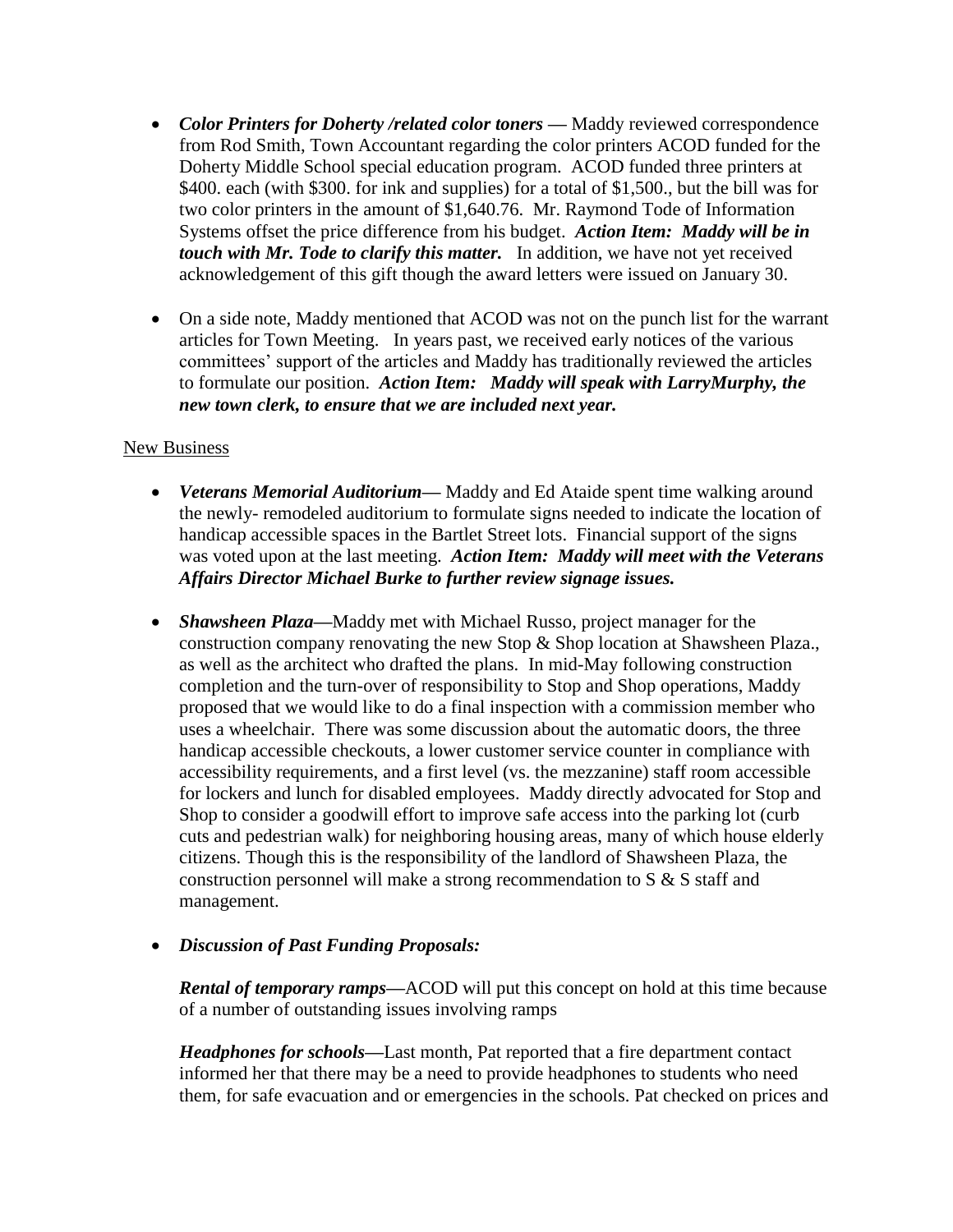- ***Color Printers for Doherty /related color toners —*** Maddy reviewed correspondence from Rod Smith, Town Accountant regarding the color printers ACOD funded for the Doherty Middle School special education program. ACOD funded three printers at $400. each (with $300. for ink and supplies) for a total of $1,500., but the bill was for two color printers in the amount of $1,640.76. Mr. Raymond Tode of Information Systems offset the price difference from his budget. ***Action Item: Maddy will be in touch with Mr. Tode to clarify this matter.*** In addition, we have not yet received acknowledgement of this gift though the award letters were issued on January 30.

- On a side note, Maddy mentioned that ACOD was not on the punch list for the warrant articles for Town Meeting. In years past, we received early notices of the various committees' support of the articles and Maddy has traditionally reviewed the articles to formulate our position. ***Action Item: Maddy will speak with LarryMurphy, the new town clerk, to ensure that we are included next year.***

New Business

- ***Veterans Memorial Auditorium—*** Maddy and Ed Ataide spent time walking around the newly- remodeled auditorium to formulate signs needed to indicate the location of handicap accessible spaces in the Bartlet Street lots. Financial support of the signs was voted upon at the last meeting. ***Action Item: Maddy will meet with the Veterans Affairs Director Michael Burke to further review signage issues.***

- ***Shawsheen Plaza—***Maddy met with Michael Russo, project manager for the construction company renovating the new Stop & Shop location at Shawsheen Plaza., as well as the architect who drafted the plans. In mid-May following construction completion and the turn-over of responsibility to Stop and Shop operations, Maddy proposed that we would like to do a final inspection with a commission member who uses a wheelchair. There was some discussion about the automatic doors, the three handicap accessible checkouts, a lower customer service counter in compliance with accessibility requirements, and a first level (vs. the mezzanine) staff room accessible for lockers and lunch for disabled employees. Maddy directly advocated for Stop and Shop to consider a goodwill effort to improve safe access into the parking lot (curb cuts and pedestrian walk) for neighboring housing areas, many of which house elderly citizens. Though this is the responsibility of the landlord of Shawsheen Plaza, the construction personnel will make a strong recommendation to S & S staff and management.

- ***Discussion of Past Funding Proposals:***

  ***Rental of temporary ramps—***ACOD will put this concept on hold at this time because of a number of outstanding issues involving ramps

  ***Headphones for schools—***Last month, Pat reported that a fire department contact informed her that there may be a need to provide headphones to students who need them, for safe evacuation and or emergencies in the schools. Pat checked on prices and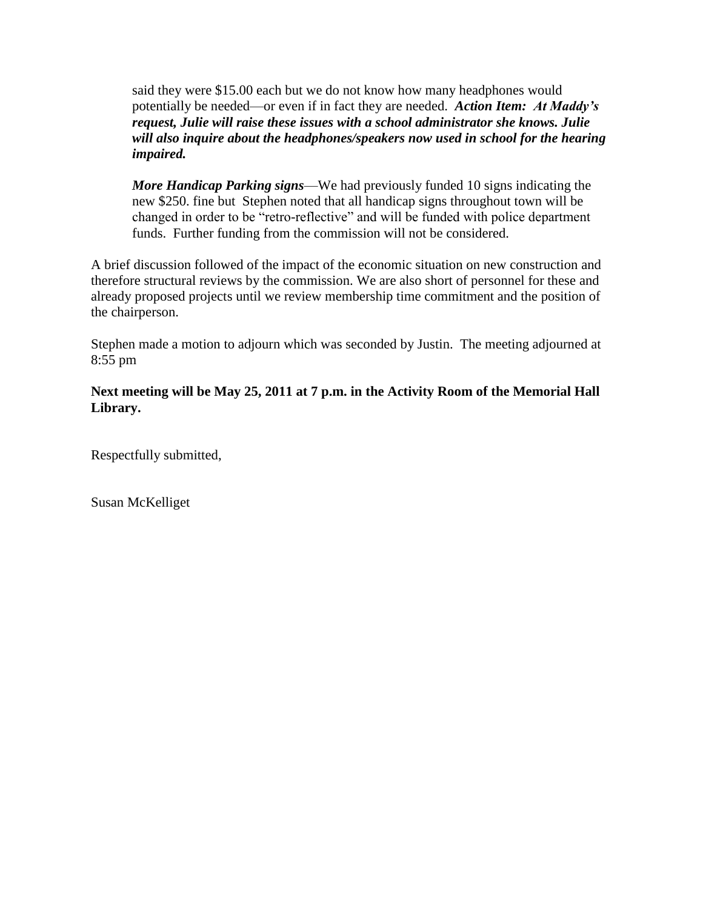said they were $15.00 each but we do not know how many headphones would potentially be needed—or even if in fact they are needed. ***Action Item: At Maddy's request, Julie will raise these issues with a school administrator she knows. Julie will also inquire about the headphones/speakers now used in school for the hearing impaired.***

***More Handicap Parking signs***—We had previously funded 10 signs indicating the new $250. fine but Stephen noted that all handicap signs throughout town will be changed in order to be "retro-reflective" and will be funded with police department funds. Further funding from the commission will not be considered.

A brief discussion followed of the impact of the economic situation on new construction and therefore structural reviews by the commission. We are also short of personnel for these and already proposed projects until we review membership time commitment and the position of the chairperson.

Stephen made a motion to adjourn which was seconded by Justin. The meeting adjourned at 8:55 pm

**Next meeting will be May 25, 2011 at 7 p.m. in the Activity Room of the Memorial Hall Library.**

Respectfully submitted,

Susan McKelliget